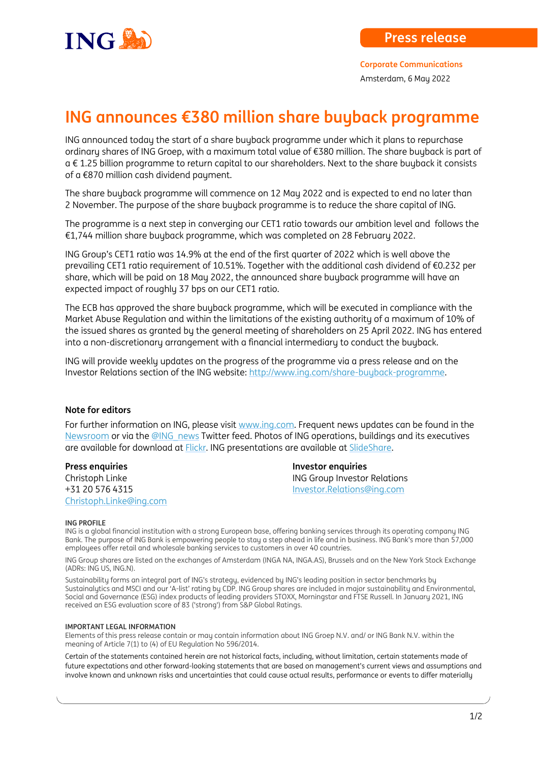Press release

**Corporate Communications**

Amsterdam, 6 May 2022

# ING announces €380 million share buyback programme

ING announced today the start of a share buyback programme under which it plans to repurchase ordinary shares of ING Groep, with a maximum total value of €380 million. The share buyback is part of a € 1.25 billion programme to return capital to our shareholders. Next to the share buyback it consists of a €870 million cash dividend payment.

The share buyback programme will commence on 12 May 2022 and is expected to end no later than 2 November. The purpose of the share buyback programme is to reduce the share capital of ING.

The programme is a next step in converging our CET1 ratio towards our ambition level and follows the €1,744 million share buyback programme, which was completed on 28 February 2022.

ING Group's CET1 ratio was 14.9% at the end of the first quarter of 2022 which is well above the prevailing CET1 ratio requirement of 10.51%. Together with the additional cash dividend of €0.232 per share, which will be paid on 18 May 2022, the announced share buyback programme will have an expected impact of roughly 37 bps on our CET1 ratio.

The ECB has approved the share buyback programme, which will be executed in compliance with the Market Abuse Regulation and within the limitations of the existing authority of a maximum of 10% of the issued shares as granted by the general meeting of shareholders on 25 April 2022. ING has entered into a non-discretionary arrangement with a financial intermediary to conduct the buyback.

ING will provide weekly updates on the progress of the programme via a press release and on the Investor Relations section of the ING website: http://www.ing.com/share-buyback-programme.

**Note for editors**

For further information on ING, please visit www.ing.com. Frequent news updates can be found in the Newsroom or via the @ING_news Twitter feed. Photos of ING operations, buildings and its executives are available for download at Flickr. ING presentations are available at SlideShare.

**Press enquiries**
Christoph Linke
+31 20 576 4315
Christoph.Linke@ing.com

**Investor enquiries**
ING Group Investor Relations
Investor.Relations@ing.com

**ING PROFILE**

ING is a global financial institution with a strong European base, offering banking services through its operating company ING Bank. The purpose of ING Bank is empowering people to stay a step ahead in life and in business. ING Bank's more than 57,000 employees offer retail and wholesale banking services to customers in over 40 countries.

ING Group shares are listed on the exchanges of Amsterdam (INGA NA, INGA.AS), Brussels and on the New York Stock Exchange (ADRs: ING US, ING.N).

Sustainability forms an integral part of ING's strategy, evidenced by ING's leading position in sector benchmarks by Sustainalytics and MSCI and our 'A-list' rating by CDP. ING Group shares are included in major sustainability and Environmental, Social and Governance (ESG) index products of leading providers STOXX, Morningstar and FTSE Russell. In January 2021, ING received an ESG evaluation score of 83 ('strong') from S&P Global Ratings.

**IMPORTANT LEGAL INFORMATION**

Elements of this press release contain or may contain information about ING Groep N.V. and/ or ING Bank N.V. within the meaning of Article 7(1) to (4) of EU Regulation No 596/2014.

Certain of the statements contained herein are not historical facts, including, without limitation, certain statements made of future expectations and other forward-looking statements that are based on management's current views and assumptions and involve known and unknown risks and uncertainties that could cause actual results, performance or events to differ materially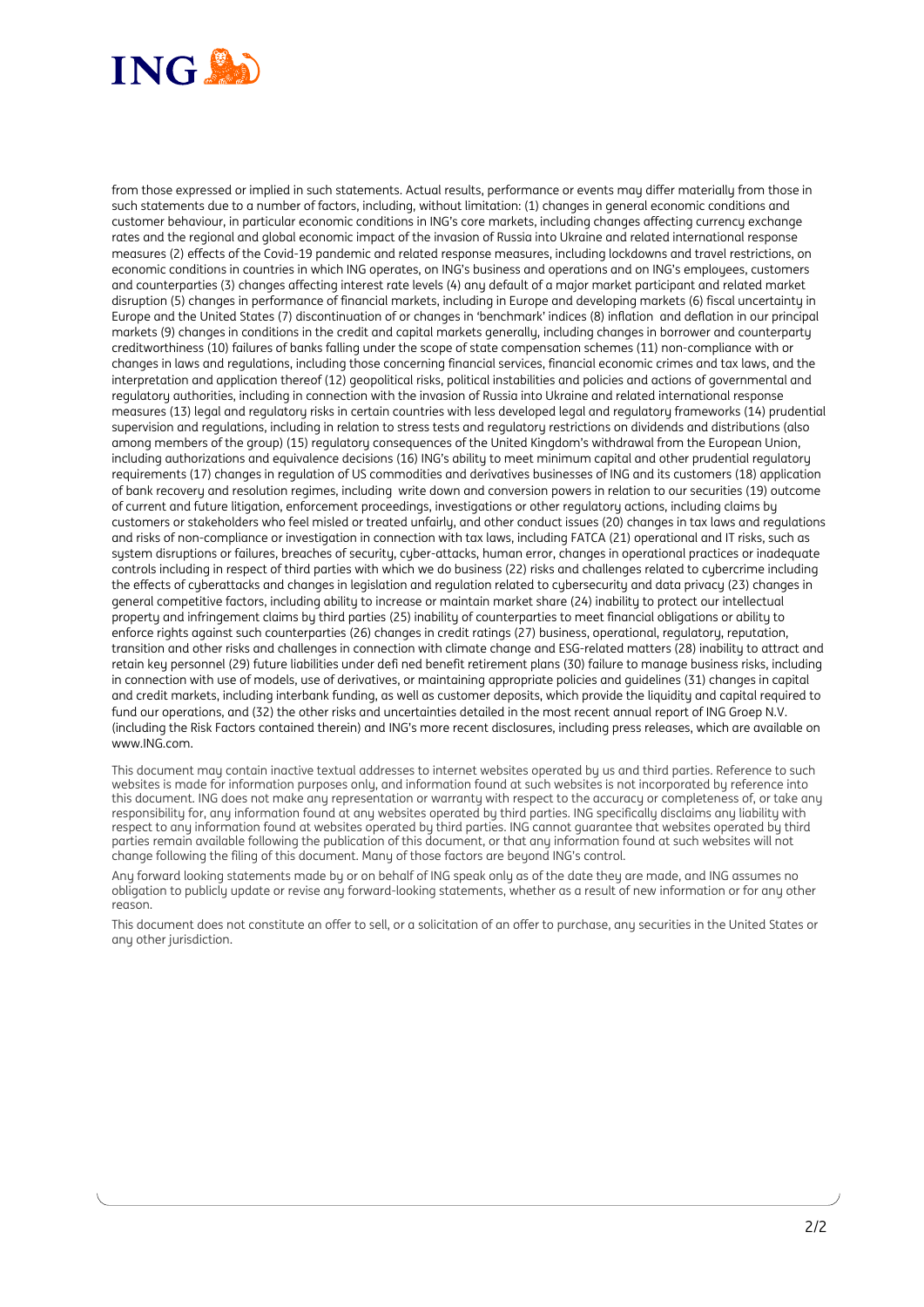from those expressed or implied in such statements. Actual results, performance or events may differ materially from those in such statements due to a number of factors, including, without limitation: (1) changes in general economic conditions and customer behaviour, in particular economic conditions in ING's core markets, including changes affecting currency exchange rates and the regional and global economic impact of the invasion of Russia into Ukraine and related international response measures (2) effects of the Covid-19 pandemic and related response measures, including lockdowns and travel restrictions, on economic conditions in countries in which ING operates, on ING's business and operations and on ING's employees, customers and counterparties (3) changes affecting interest rate levels (4) any default of a major market participant and related market disruption (5) changes in performance of financial markets, including in Europe and developing markets (6) fiscal uncertainty in Europe and the United States (7) discontinuation of or changes in 'benchmark' indices (8) inflation and deflation in our principal markets (9) changes in conditions in the credit and capital markets generally, including changes in borrower and counterparty creditworthiness (10) failures of banks falling under the scope of state compensation schemes (11) non-compliance with or changes in laws and regulations, including those concerning financial services, financial economic crimes and tax laws, and the interpretation and application thereof (12) geopolitical risks, political instabilities and policies and actions of governmental and regulatory authorities, including in connection with the invasion of Russia into Ukraine and related international response measures (13) legal and regulatory risks in certain countries with less developed legal and regulatory frameworks (14) prudential supervision and regulations, including in relation to stress tests and regulatory restrictions on dividends and distributions (also among members of the group) (15) regulatory consequences of the United Kingdom's withdrawal from the European Union, including authorizations and equivalence decisions (16) ING's ability to meet minimum capital and other prudential regulatory requirements (17) changes in regulation of US commodities and derivatives businesses of ING and its customers (18) application of bank recovery and resolution regimes, including write down and conversion powers in relation to our securities (19) outcome of current and future litigation, enforcement proceedings, investigations or other regulatory actions, including claims by customers or stakeholders who feel misled or treated unfairly, and other conduct issues (20) changes in tax laws and regulations and risks of non-compliance or investigation in connection with tax laws, including FATCA (21) operational and IT risks, such as system disruptions or failures, breaches of security, cyber-attacks, human error, changes in operational practices or inadequate controls including in respect of third parties with which we do business (22) risks and challenges related to cybercrime including the effects of cyberattacks and changes in legislation and regulation related to cybersecurity and data privacy (23) changes in general competitive factors, including ability to increase or maintain market share (24) inability to protect our intellectual property and infringement claims by third parties (25) inability of counterparties to meet financial obligations or ability to enforce rights against such counterparties (26) changes in credit ratings (27) business, operational, regulatory, reputation, transition and other risks and challenges in connection with climate change and ESG-related matters (28) inability to attract and retain key personnel (29) future liabilities under defi ned benefit retirement plans (30) failure to manage business risks, including in connection with use of models, use of derivatives, or maintaining appropriate policies and guidelines (31) changes in capital and credit markets, including interbank funding, as well as customer deposits, which provide the liquidity and capital required to fund our operations, and (32) the other risks and uncertainties detailed in the most recent annual report of ING Groep N.V. (including the Risk Factors contained therein) and ING's more recent disclosures, including press releases, which are available on www.ING.com.

This document may contain inactive textual addresses to internet websites operated by us and third parties. Reference to such websites is made for information purposes only, and information found at such websites is not incorporated by reference into this document. ING does not make any representation or warranty with respect to the accuracy or completeness of, or take any responsibility for, any information found at any websites operated by third parties. ING specifically disclaims any liability with respect to any information found at websites operated by third parties. ING cannot guarantee that websites operated by third parties remain available following the publication of this document, or that any information found at such websites will not change following the filing of this document. Many of those factors are beyond ING's control.

Any forward looking statements made by or on behalf of ING speak only as of the date they are made, and ING assumes no obligation to publicly update or revise any forward-looking statements, whether as a result of new information or for any other reason.

This document does not constitute an offer to sell, or a solicitation of an offer to purchase, any securities in the United States or any other jurisdiction.